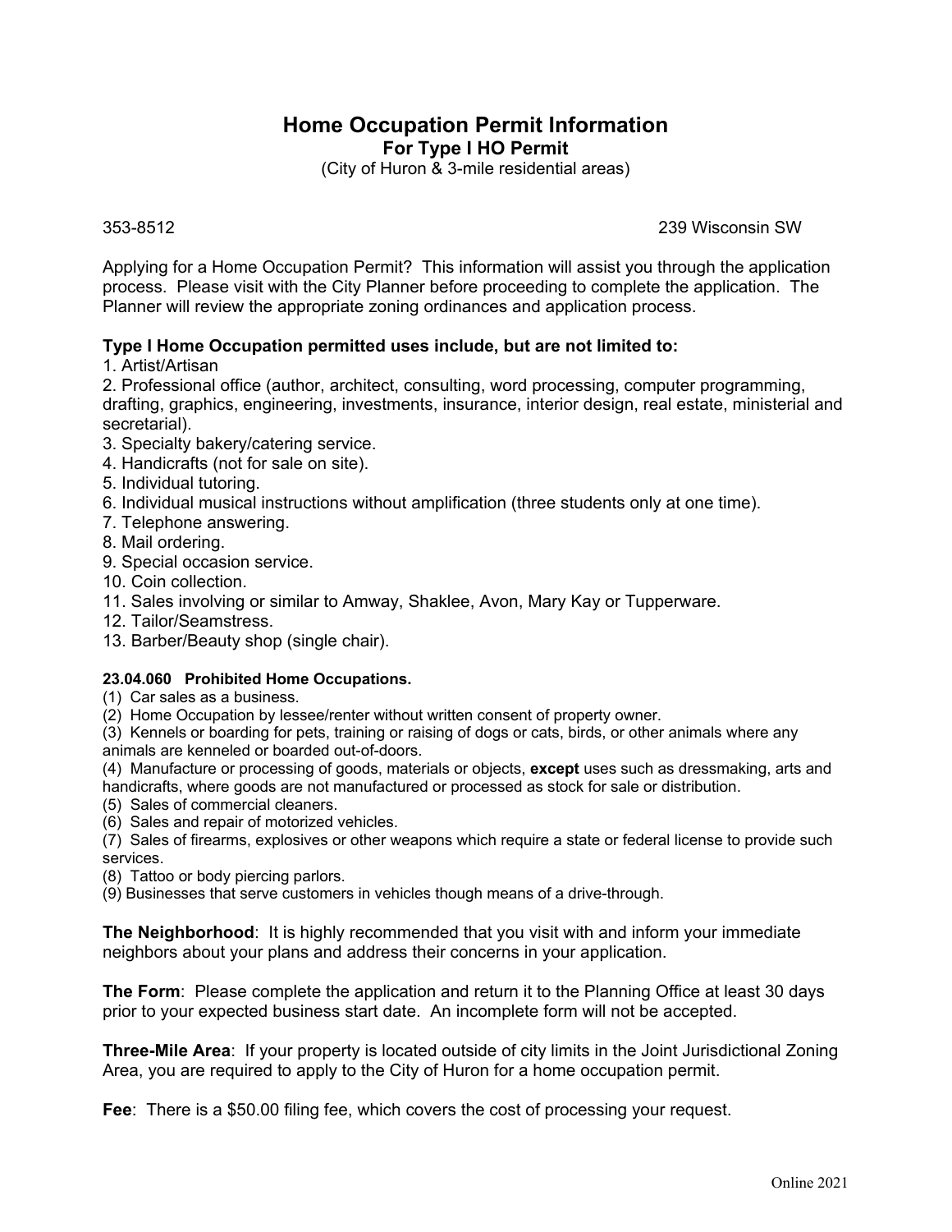# Home Occupation Permit Information

## For Type I HO Permit

(City of Huron & 3-mile residential areas)

353-8512 239 Wisconsin SW

Applying for a Home Occupation Permit? This information will assist you through the application process. Please visit with the City Planner before proceeding to complete the application. The Planner will review the appropriate zoning ordinances and application process.

**Type I Home Occupation permitted uses include, but are not limited to:**

1. Artist/Artisan
2. Professional office (author, architect, consulting, word processing, computer programming, drafting, graphics, engineering, investments, insurance, interior design, real estate, ministerial and secretarial).
3. Specialty bakery/catering service.
4. Handicrafts (not for sale on site).
5. Individual tutoring.
6. Individual musical instructions without amplification (three students only at one time).
7. Telephone answering.
8. Mail ordering.
9. Special occasion service.
10. Coin collection.
11. Sales involving or similar to Amway, Shaklee, Avon, Mary Kay or Tupperware.
12. Tailor/Seamstress.
13. Barber/Beauty shop (single chair).

**23.04.060 Prohibited Home Occupations.**

(1) Car sales as a business.
(2) Home Occupation by lessee/renter without written consent of property owner.
(3) Kennels or boarding for pets, training or raising of dogs or cats, birds, or other animals where any animals are kenneled or boarded out-of-doors.
(4) Manufacture or processing of goods, materials or objects, **except** uses such as dressmaking, arts and handicrafts, where goods are not manufactured or processed as stock for sale or distribution.
(5) Sales of commercial cleaners.
(6) Sales and repair of motorized vehicles.
(7) Sales of firearms, explosives or other weapons which require a state or federal license to provide such services.
(8) Tattoo or body piercing parlors.
(9) Businesses that serve customers in vehicles though means of a drive-through.

**The Neighborhood**: It is highly recommended that you visit with and inform your immediate neighbors about your plans and address their concerns in your application.

**The Form**: Please complete the application and return it to the Planning Office at least 30 days prior to your expected business start date. An incomplete form will not be accepted.

**Three-Mile Area**: If your property is located outside of city limits in the Joint Jurisdictional Zoning Area, you are required to apply to the City of Huron for a home occupation permit.

**Fee**: There is a $50.00 filing fee, which covers the cost of processing your request.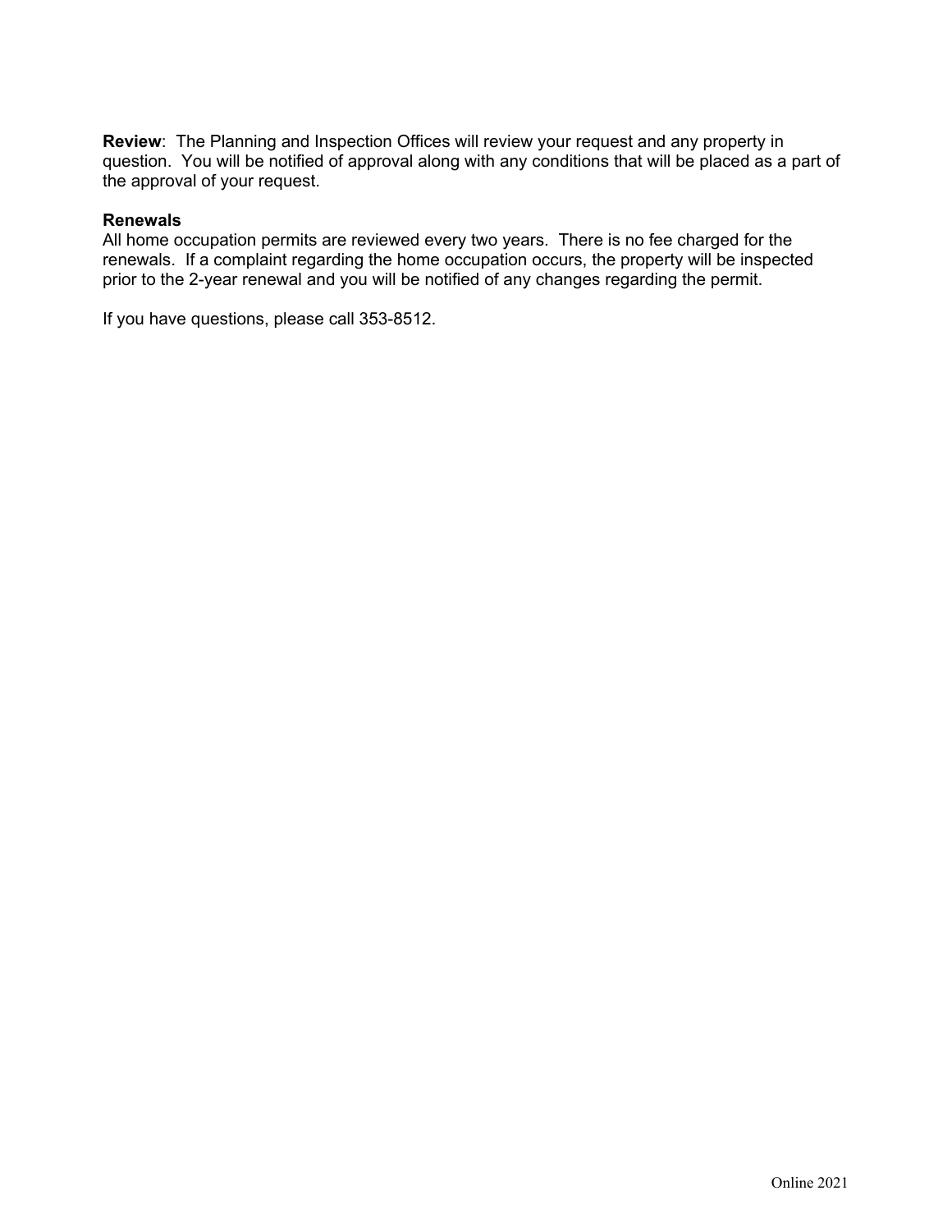**Review**: The Planning and Inspection Offices will review your request and any property in question. You will be notified of approval along with any conditions that will be placed as a part of the approval of your request.

**Renewals**

All home occupation permits are reviewed every two years. There is no fee charged for the renewals. If a complaint regarding the home occupation occurs, the property will be inspected prior to the 2-year renewal and you will be notified of any changes regarding the permit.

If you have questions, please call 353-8512.

Online 2021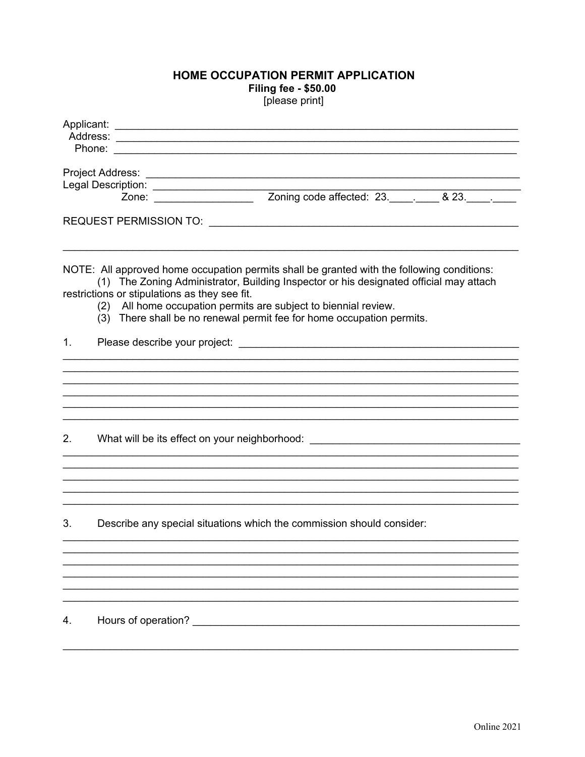# HOME OCCUPATION PERMIT APPLICATION

**Filing fee - $50.00**

[please print]

Applicant: ______________________________________________________________________

Address: ______________________________________________________________________

Phone: ______________________________________________________________________

Project Address: ________________________________________________________________

Legal Description: ______________________________________________________________

Zone: _________________ Zoning code affected: 23.____.____ & 23.____.____

REQUEST PERMISSION TO: ____________________________________________________

______________________________________________________________________________

NOTE: All approved home occupation permits shall be granted with the following conditions:

(1) The Zoning Administrator, Building Inspector or his designated official may attach restrictions or stipulations as they see fit.

(2) All home occupation permits are subject to biennial review.

(3) There shall be no renewal permit fee for home occupation permits.

1. Please describe your project: ____________________________________________

______________________________________________________________________________

______________________________________________________________________________

______________________________________________________________________________

______________________________________________________________________________

______________________________________________________________________________

______________________________________________________________________________

2. What will be its effect on your neighborhood: ______________________________

______________________________________________________________________________

______________________________________________________________________________

______________________________________________________________________________

______________________________________________________________________________

______________________________________________________________________________

3. Describe any special situations which the commission should consider:

______________________________________________________________________________

______________________________________________________________________________

______________________________________________________________________________

______________________________________________________________________________

______________________________________________________________________________

______________________________________________________________________________

4. Hours of operation? ______________________________________________________

______________________________________________________________________________

Online 2021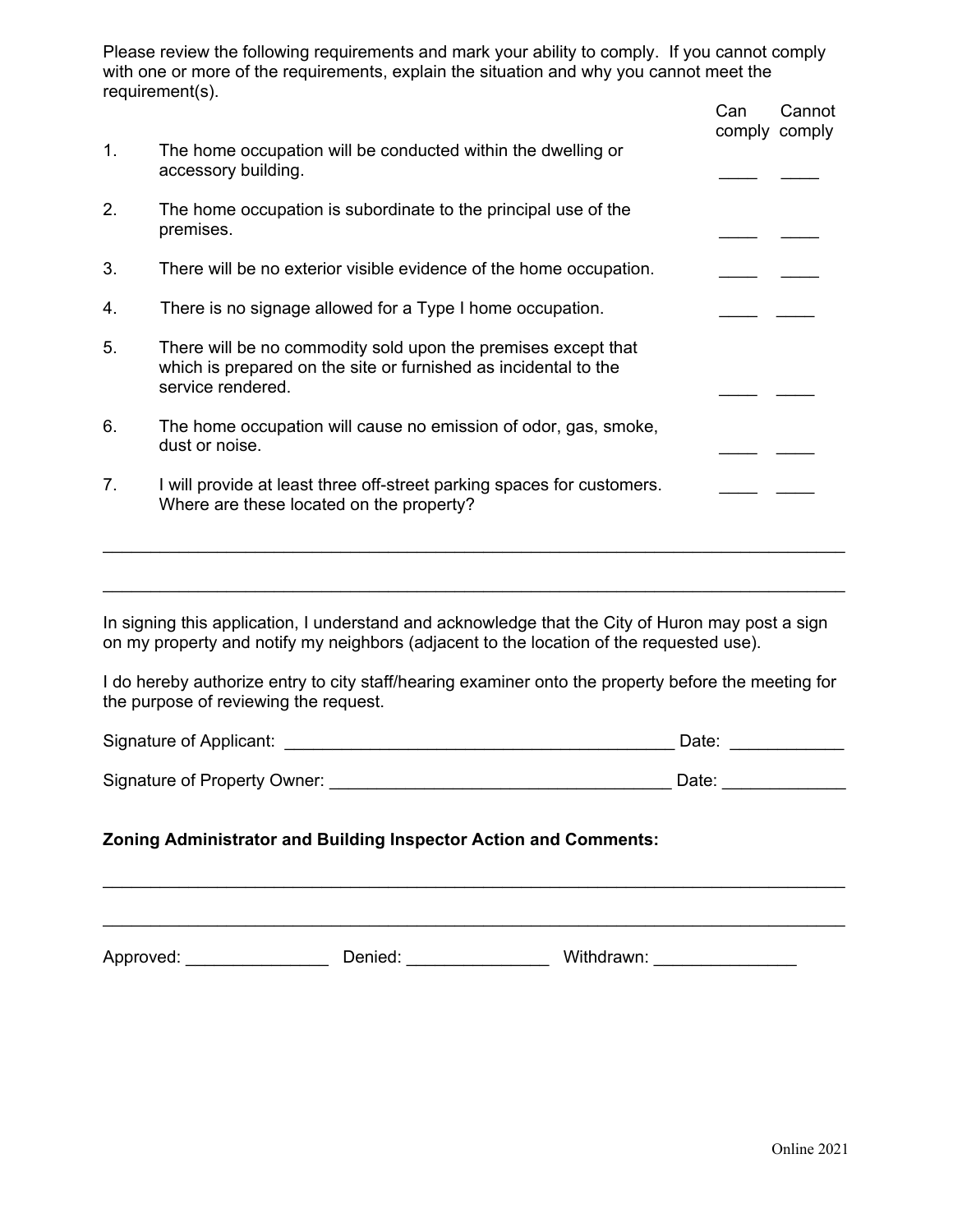Please review the following requirements and mark your ability to comply. If you cannot comply with one or more of the requirements, explain the situation and why you cannot meet the requirement(s).

| | | Can comply | Cannot comply |
|---|---|---|---|
| 1. | The home occupation will be conducted within the dwelling or accessory building. | ____ | ____ |
| 2. | The home occupation is subordinate to the principal use of the premises. | ____ | ____ |
| 3. | There will be no exterior visible evidence of the home occupation. | ____ | ____ |
| 4. | There is no signage allowed for a Type I home occupation. | ____ | ____ |
| 5. | There will be no commodity sold upon the premises except that which is prepared on the site or furnished as incidental to the service rendered. | ____ | ____ |
| 6. | The home occupation will cause no emission of odor, gas, smoke, dust or noise. | ____ | ____ |
| 7. | I will provide at least three off-street parking spaces for customers. Where are these located on the property? | ____ | ____ |

_______________________________________________________________________________

_______________________________________________________________________________

In signing this application, I understand and acknowledge that the City of Huron may post a sign on my property and notify my neighbors (adjacent to the location of the requested use).

I do hereby authorize entry to city staff/hearing examiner onto the property before the meeting for the purpose of reviewing the request.

Signature of Applicant: __________________________________________ Date: ____________

Signature of Property Owner: _____________________________________ Date: _____________

**Zoning Administrator and Building Inspector Action and Comments:**

_______________________________________________________________________________

_______________________________________________________________________________

Approved: _______________ Denied: _______________ Withdrawn: _______________

Online 2021